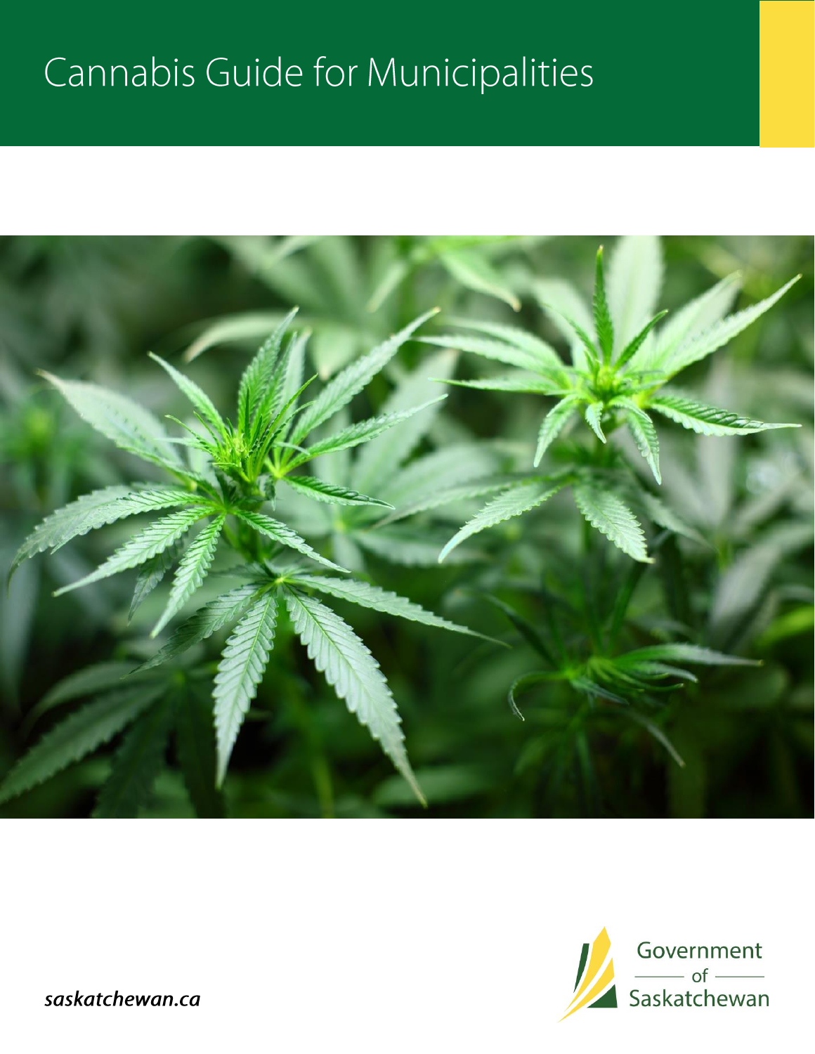# Cannabis Guide for Municipalities

*saskatchewan.ca*

Government of Saskatchewan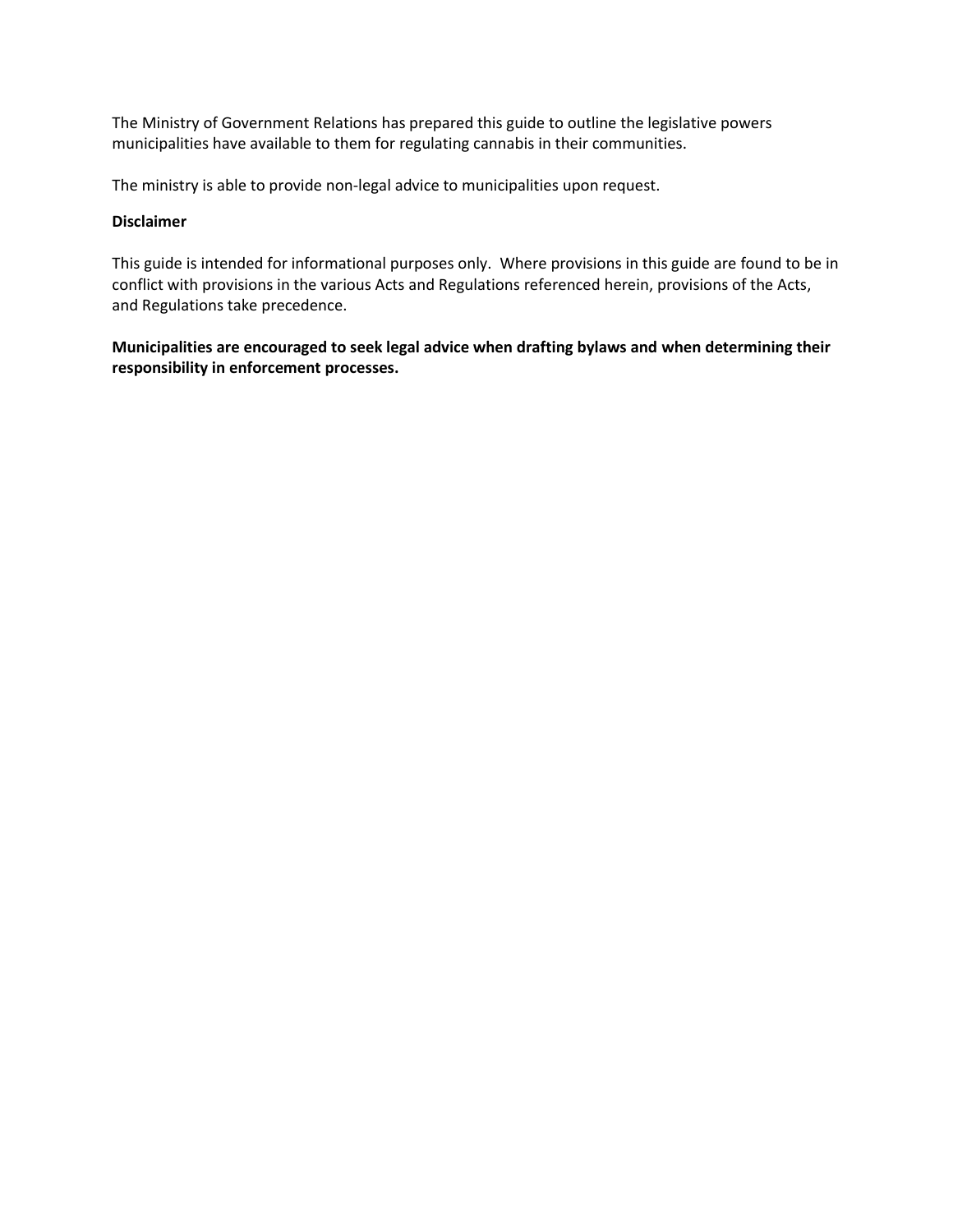The Ministry of Government Relations has prepared this guide to outline the legislative powers municipalities have available to them for regulating cannabis in their communities.

The ministry is able to provide non-legal advice to municipalities upon request.

**Disclaimer**

This guide is intended for informational purposes only. Where provisions in this guide are found to be in conflict with provisions in the various Acts and Regulations referenced herein, provisions of the Acts, and Regulations take precedence.

**Municipalities are encouraged to seek legal advice when drafting bylaws and when determining their responsibility in enforcement processes.**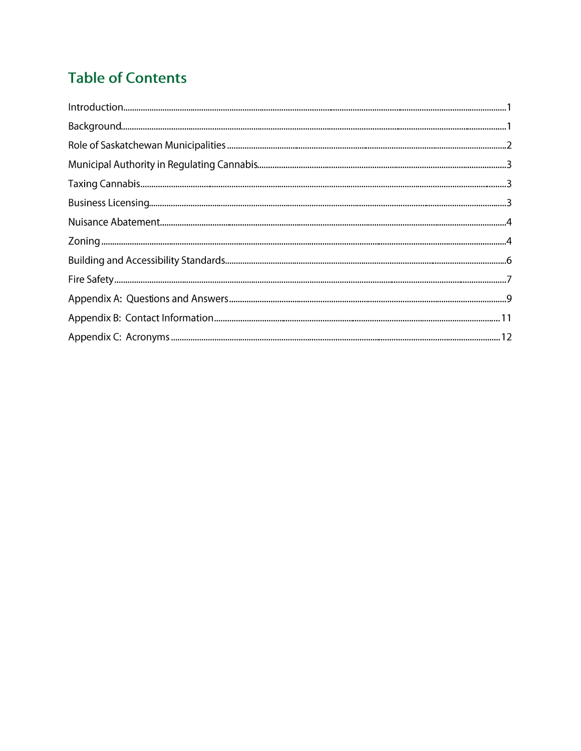# Table of Contents

Introduction........................................................................................................................................................1

Background..........................................................................................................................................................1

Role of Saskatchewan Municipalities ..........................................................................................................2

Municipal Authority in Regulating Cannabis..............................................................................................3

Taxing Cannabis....................................................................................................................................................3

Business Licensing................................................................................................................................................3

Nuisance Abatement...........................................................................................................................................4

Zoning ....................................................................................................................................................................4

Building and Accessibility Standards...............................................................................................................6

Fire Safety..............................................................................................................................................................7

Appendix A: Questions and Answers..............................................................................................................9

Appendix B: Contact Information.................................................................................................................11

Appendix C: Acronyms .....................................................................................................................................12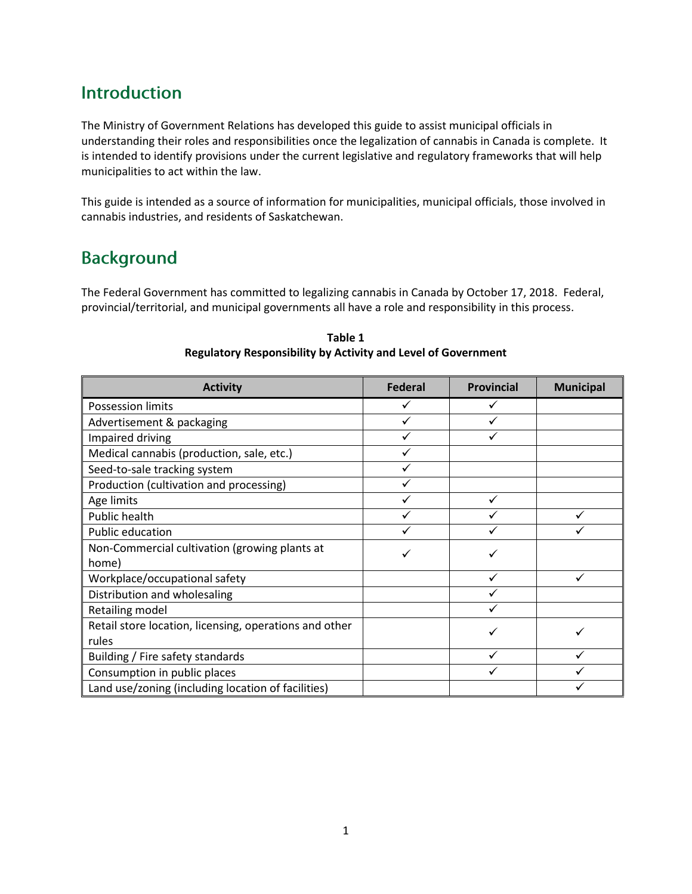## Introduction

The Ministry of Government Relations has developed this guide to assist municipal officials in understanding their roles and responsibilities once the legalization of cannabis in Canada is complete. It is intended to identify provisions under the current legislative and regulatory frameworks that will help municipalities to act within the law.

This guide is intended as a source of information for municipalities, municipal officials, those involved in cannabis industries, and residents of Saskatchewan.

## Background

The Federal Government has committed to legalizing cannabis in Canada by October 17, 2018. Federal, provincial/territorial, and municipal governments all have a role and responsibility in this process.

**Table 1**
**Regulatory Responsibility by Activity and Level of Government**

| Activity | Federal | Provincial | Municipal |
|---|---|---|---|
| Possession limits | ✓ | ✓ | |
| Advertisement & packaging | ✓ | ✓ | |
| Impaired driving | ✓ | ✓ | |
| Medical cannabis (production, sale, etc.) | ✓ | | |
| Seed-to-sale tracking system | ✓ | | |
| Production (cultivation and processing) | ✓ | | |
| Age limits | ✓ | ✓ | |
| Public health | ✓ | ✓ | ✓ |
| Public education | ✓ | ✓ | ✓ |
| Non-Commercial cultivation (growing plants at home) | ✓ | ✓ | |
| Workplace/occupational safety | | ✓ | ✓ |
| Distribution and wholesaling | | ✓ | |
| Retailing model | | ✓ | |
| Retail store location, licensing, operations and other rules | | ✓ | ✓ |
| Building / Fire safety standards | | ✓ | ✓ |
| Consumption in public places | | ✓ | ✓ |
| Land use/zoning (including location of facilities) | | | ✓ |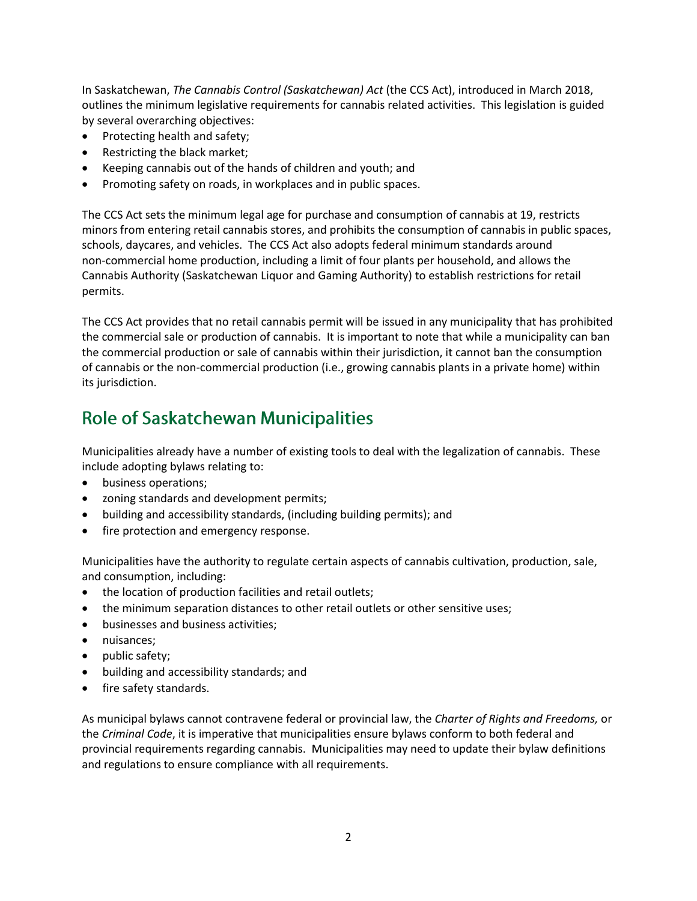In Saskatchewan, *The Cannabis Control (Saskatchewan) Act* (the CCS Act), introduced in March 2018, outlines the minimum legislative requirements for cannabis related activities. This legislation is guided by several overarching objectives:

- Protecting health and safety;
- Restricting the black market;
- Keeping cannabis out of the hands of children and youth; and
- Promoting safety on roads, in workplaces and in public spaces.

The CCS Act sets the minimum legal age for purchase and consumption of cannabis at 19, restricts minors from entering retail cannabis stores, and prohibits the consumption of cannabis in public spaces, schools, daycares, and vehicles. The CCS Act also adopts federal minimum standards around non-commercial home production, including a limit of four plants per household, and allows the Cannabis Authority (Saskatchewan Liquor and Gaming Authority) to establish restrictions for retail permits.

The CCS Act provides that no retail cannabis permit will be issued in any municipality that has prohibited the commercial sale or production of cannabis. It is important to note that while a municipality can ban the commercial production or sale of cannabis within their jurisdiction, it cannot ban the consumption of cannabis or the non-commercial production (i.e., growing cannabis plants in a private home) within its jurisdiction.

## Role of Saskatchewan Municipalities

Municipalities already have a number of existing tools to deal with the legalization of cannabis. These include adopting bylaws relating to:

- business operations;
- zoning standards and development permits;
- building and accessibility standards, (including building permits); and
- fire protection and emergency response.

Municipalities have the authority to regulate certain aspects of cannabis cultivation, production, sale, and consumption, including:

- the location of production facilities and retail outlets;
- the minimum separation distances to other retail outlets or other sensitive uses;
- businesses and business activities;
- nuisances;
- public safety;
- building and accessibility standards; and
- fire safety standards.

As municipal bylaws cannot contravene federal or provincial law, the *Charter of Rights and Freedoms,* or the *Criminal Code*, it is imperative that municipalities ensure bylaws conform to both federal and provincial requirements regarding cannabis. Municipalities may need to update their bylaw definitions and regulations to ensure compliance with all requirements.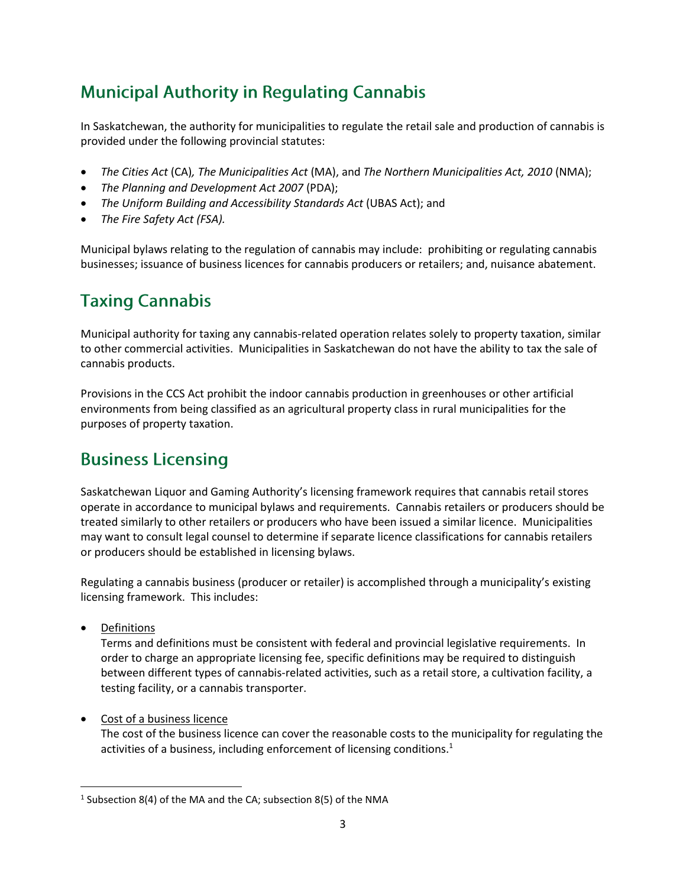## Municipal Authority in Regulating Cannabis

In Saskatchewan, the authority for municipalities to regulate the retail sale and production of cannabis is provided under the following provincial statutes:

- *The Cities Act* (CA)*, The Municipalities Act* (MA), and *The Northern Municipalities Act, 2010* (NMA);
- *The Planning and Development Act 2007* (PDA);
- *The Uniform Building and Accessibility Standards Act* (UBAS Act); and
- *The Fire Safety Act (FSA).*

Municipal bylaws relating to the regulation of cannabis may include: prohibiting or regulating cannabis businesses; issuance of business licences for cannabis producers or retailers; and, nuisance abatement.

## Taxing Cannabis

Municipal authority for taxing any cannabis-related operation relates solely to property taxation, similar to other commercial activities. Municipalities in Saskatchewan do not have the ability to tax the sale of cannabis products.

Provisions in the CCS Act prohibit the indoor cannabis production in greenhouses or other artificial environments from being classified as an agricultural property class in rural municipalities for the purposes of property taxation.

## Business Licensing

Saskatchewan Liquor and Gaming Authority's licensing framework requires that cannabis retail stores operate in accordance to municipal bylaws and requirements. Cannabis retailers or producers should be treated similarly to other retailers or producers who have been issued a similar licence. Municipalities may want to consult legal counsel to determine if separate licence classifications for cannabis retailers or producers should be established in licensing bylaws.

Regulating a cannabis business (producer or retailer) is accomplished through a municipality's existing licensing framework. This includes:

- Definitions
  Terms and definitions must be consistent with federal and provincial legislative requirements. In order to charge an appropriate licensing fee, specific definitions may be required to distinguish between different types of cannabis-related activities, such as a retail store, a cultivation facility, a testing facility, or a cannabis transporter.

- Cost of a business licence
  The cost of the business licence can cover the reasonable costs to the municipality for regulating the activities of a business, including enforcement of licensing conditions.[1]

---

[1] Subsection 8(4) of the MA and the CA; subsection 8(5) of the NMA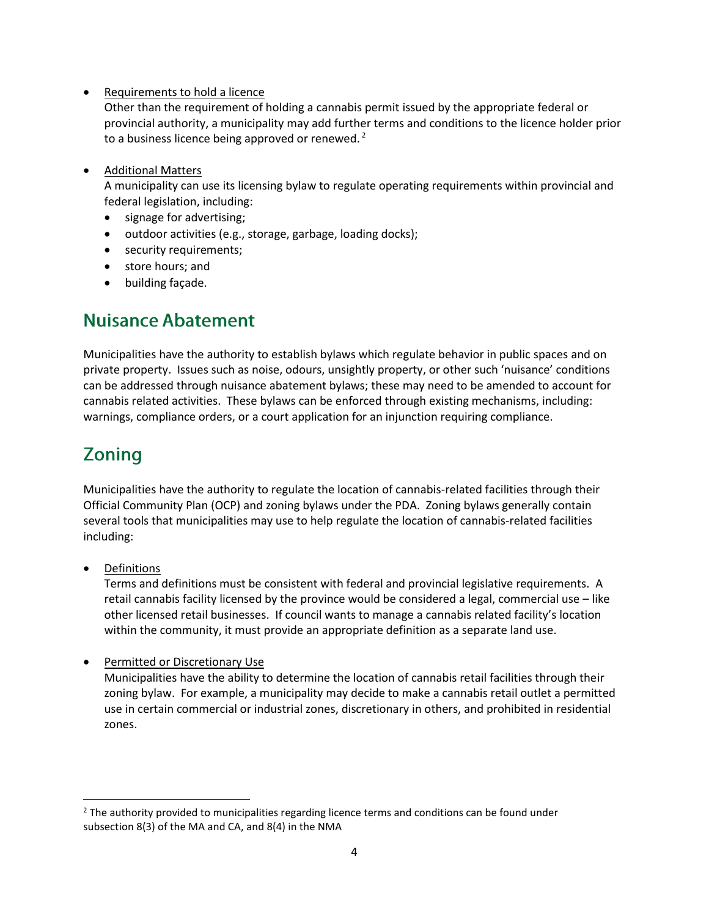- Requirements to hold a licence
  Other than the requirement of holding a cannabis permit issued by the appropriate federal or provincial authority, a municipality may add further terms and conditions to the licence holder prior to a business licence being approved or renewed. [2]

- Additional Matters
  A municipality can use its licensing bylaw to regulate operating requirements within provincial and federal legislation, including:
  - signage for advertising;
  - outdoor activities (e.g., storage, garbage, loading docks);
  - security requirements;
  - store hours; and
  - building façade.

## Nuisance Abatement

Municipalities have the authority to establish bylaws which regulate behavior in public spaces and on private property. Issues such as noise, odours, unsightly property, or other such 'nuisance' conditions can be addressed through nuisance abatement bylaws; these may need to be amended to account for cannabis related activities. These bylaws can be enforced through existing mechanisms, including: warnings, compliance orders, or a court application for an injunction requiring compliance.

## Zoning

Municipalities have the authority to regulate the location of cannabis-related facilities through their Official Community Plan (OCP) and zoning bylaws under the PDA. Zoning bylaws generally contain several tools that municipalities may use to help regulate the location of cannabis-related facilities including:

- Definitions
  Terms and definitions must be consistent with federal and provincial legislative requirements. A retail cannabis facility licensed by the province would be considered a legal, commercial use – like other licensed retail businesses. If council wants to manage a cannabis related facility's location within the community, it must provide an appropriate definition as a separate land use.

- Permitted or Discretionary Use
  Municipalities have the ability to determine the location of cannabis retail facilities through their zoning bylaw. For example, a municipality may decide to make a cannabis retail outlet a permitted use in certain commercial or industrial zones, discretionary in others, and prohibited in residential zones.

---

[2] The authority provided to municipalities regarding licence terms and conditions can be found under subsection 8(3) of the MA and CA, and 8(4) in the NMA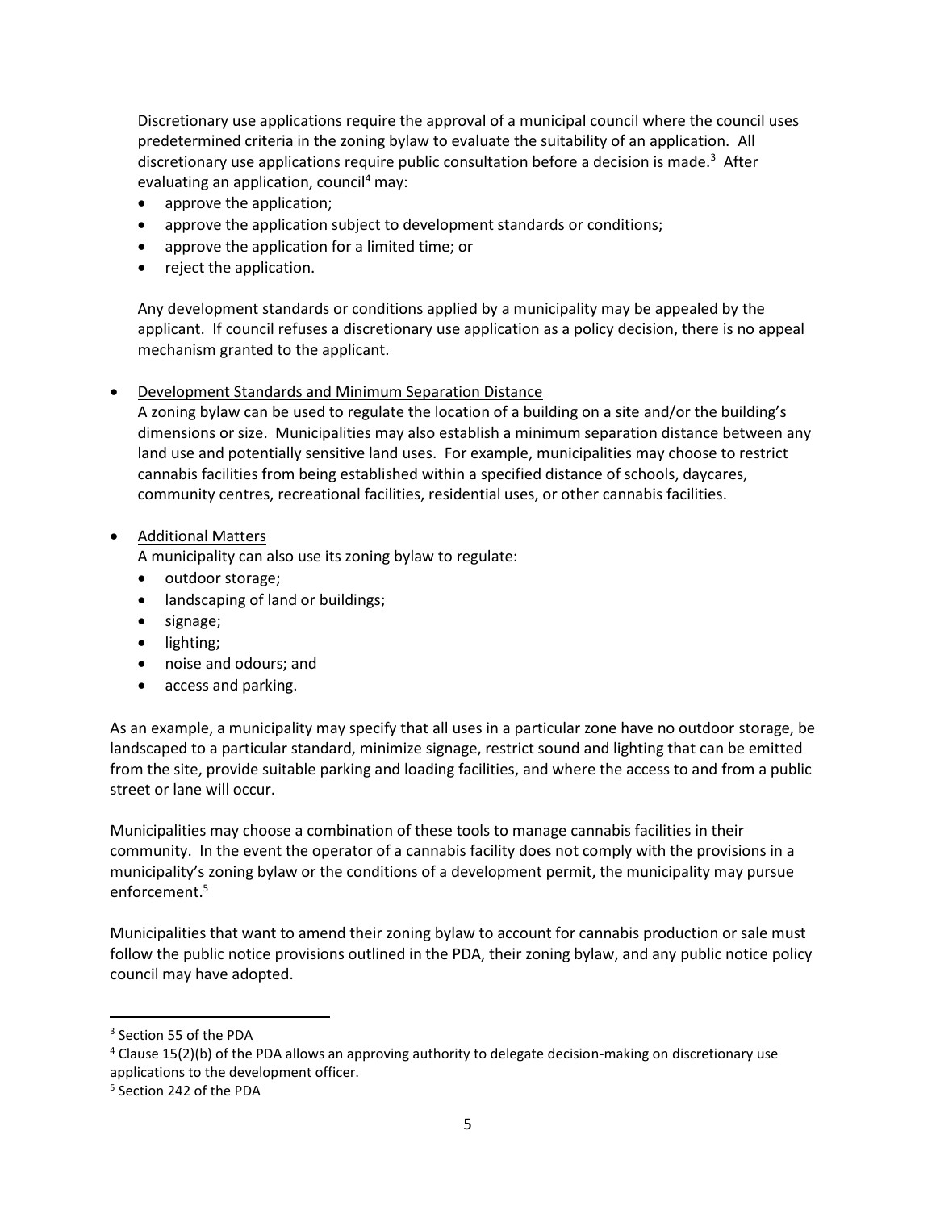Discretionary use applications require the approval of a municipal council where the council uses predetermined criteria in the zoning bylaw to evaluate the suitability of an application. All discretionary use applications require public consultation before a decision is made.[3] After evaluating an application, council[4] may:

- approve the application;
- approve the application subject to development standards or conditions;
- approve the application for a limited time; or
- reject the application.

Any development standards or conditions applied by a municipality may be appealed by the applicant. If council refuses a discretionary use application as a policy decision, there is no appeal mechanism granted to the applicant.

- <u>Development Standards and Minimum Separation Distance</u>
  A zoning bylaw can be used to regulate the location of a building on a site and/or the building's dimensions or size. Municipalities may also establish a minimum separation distance between any land use and potentially sensitive land uses. For example, municipalities may choose to restrict cannabis facilities from being established within a specified distance of schools, daycares, community centres, recreational facilities, residential uses, or other cannabis facilities.

- <u>Additional Matters</u>
  A municipality can also use its zoning bylaw to regulate:
  - outdoor storage;
  - landscaping of land or buildings;
  - signage;
  - lighting;
  - noise and odours; and
  - access and parking.

As an example, a municipality may specify that all uses in a particular zone have no outdoor storage, be landscaped to a particular standard, minimize signage, restrict sound and lighting that can be emitted from the site, provide suitable parking and loading facilities, and where the access to and from a public street or lane will occur.

Municipalities may choose a combination of these tools to manage cannabis facilities in their community. In the event the operator of a cannabis facility does not comply with the provisions in a municipality's zoning bylaw or the conditions of a development permit, the municipality may pursue enforcement.[5]

Municipalities that want to amend their zoning bylaw to account for cannabis production or sale must follow the public notice provisions outlined in the PDA, their zoning bylaw, and any public notice policy council may have adopted.

---

[3] Section 55 of the PDA

[4] Clause 15(2)(b) of the PDA allows an approving authority to delegate decision-making on discretionary use applications to the development officer.

[5] Section 242 of the PDA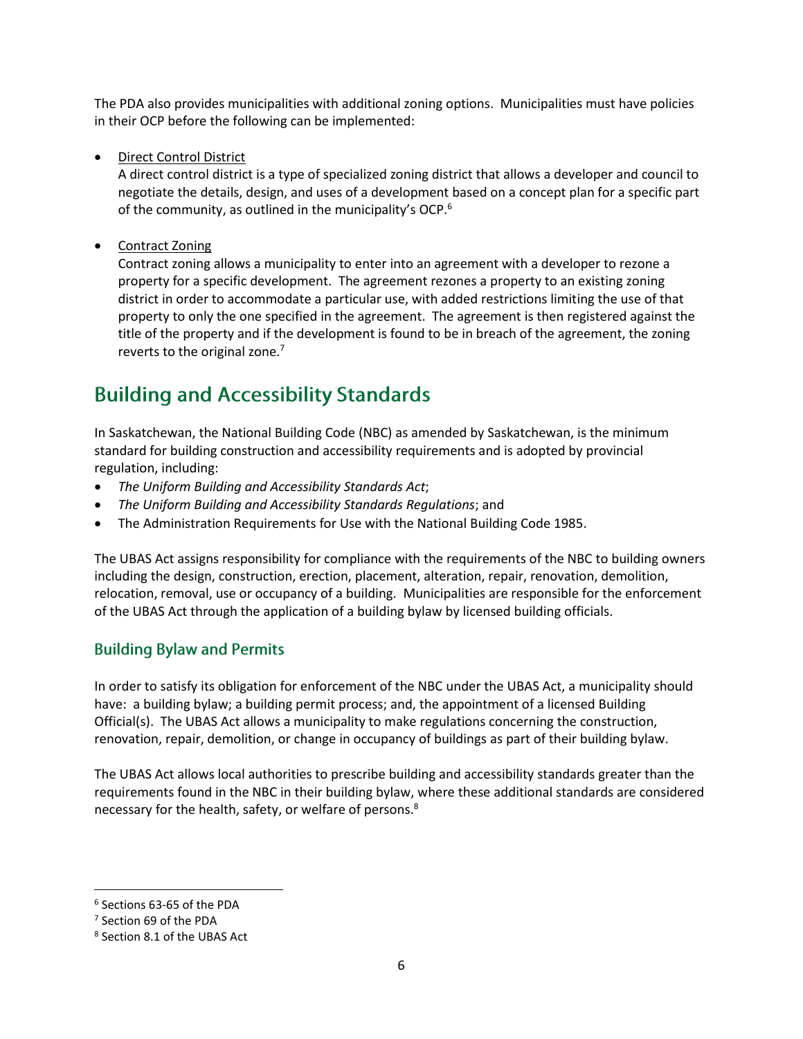The PDA also provides municipalities with additional zoning options. Municipalities must have policies in their OCP before the following can be implemented:

- Direct Control District
  A direct control district is a type of specialized zoning district that allows a developer and council to negotiate the details, design, and uses of a development based on a concept plan for a specific part of the community, as outlined in the municipality's OCP.[6]

- Contract Zoning
  Contract zoning allows a municipality to enter into an agreement with a developer to rezone a property for a specific development. The agreement rezones a property to an existing zoning district in order to accommodate a particular use, with added restrictions limiting the use of that property to only the one specified in the agreement. The agreement is then registered against the title of the property and if the development is found to be in breach of the agreement, the zoning reverts to the original zone.[7]

# Building and Accessibility Standards

In Saskatchewan, the National Building Code (NBC) as amended by Saskatchewan, is the minimum standard for building construction and accessibility requirements and is adopted by provincial regulation, including:

- *The Uniform Building and Accessibility Standards Act*;
- *The Uniform Building and Accessibility Standards Regulations*; and
- The Administration Requirements for Use with the National Building Code 1985.

The UBAS Act assigns responsibility for compliance with the requirements of the NBC to building owners including the design, construction, erection, placement, alteration, repair, renovation, demolition, relocation, removal, use or occupancy of a building. Municipalities are responsible for the enforcement of the UBAS Act through the application of a building bylaw by licensed building officials.

## Building Bylaw and Permits

In order to satisfy its obligation for enforcement of the NBC under the UBAS Act, a municipality should have: a building bylaw; a building permit process; and, the appointment of a licensed Building Official(s). The UBAS Act allows a municipality to make regulations concerning the construction, renovation, repair, demolition, or change in occupancy of buildings as part of their building bylaw.

The UBAS Act allows local authorities to prescribe building and accessibility standards greater than the requirements found in the NBC in their building bylaw, where these additional standards are considered necessary for the health, safety, or welfare of persons.[8]

---

[6] Sections 63-65 of the PDA

[7] Section 69 of the PDA

[8] Section 8.1 of the UBAS Act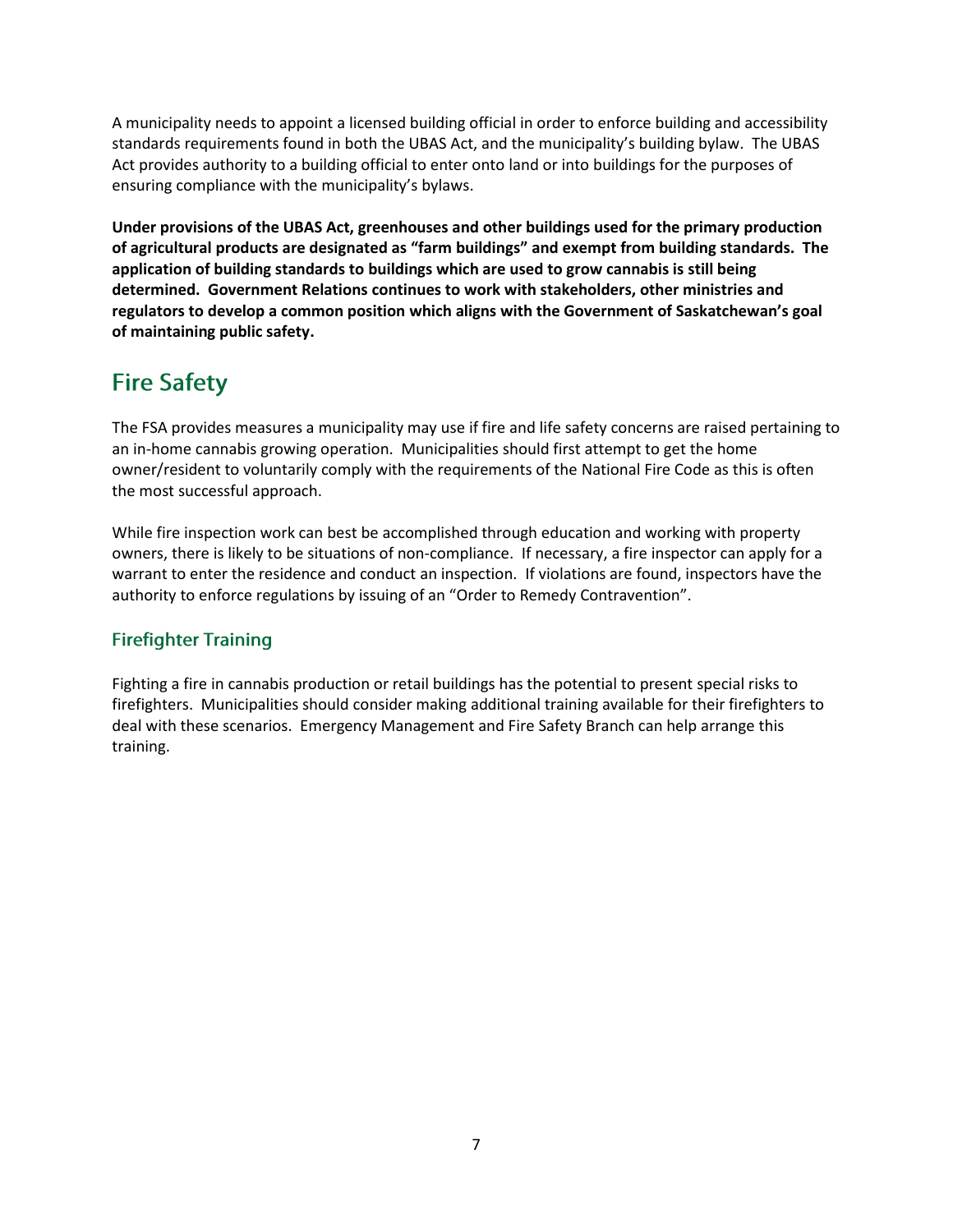A municipality needs to appoint a licensed building official in order to enforce building and accessibility standards requirements found in both the UBAS Act, and the municipality's building bylaw. The UBAS Act provides authority to a building official to enter onto land or into buildings for the purposes of ensuring compliance with the municipality's bylaws.

**Under provisions of the UBAS Act, greenhouses and other buildings used for the primary production of agricultural products are designated as "farm buildings" and exempt from building standards. The application of building standards to buildings which are used to grow cannabis is still being determined. Government Relations continues to work with stakeholders, other ministries and regulators to develop a common position which aligns with the Government of Saskatchewan's goal of maintaining public safety.**

## Fire Safety

The FSA provides measures a municipality may use if fire and life safety concerns are raised pertaining to an in-home cannabis growing operation. Municipalities should first attempt to get the home owner/resident to voluntarily comply with the requirements of the National Fire Code as this is often the most successful approach.

While fire inspection work can best be accomplished through education and working with property owners, there is likely to be situations of non-compliance. If necessary, a fire inspector can apply for a warrant to enter the residence and conduct an inspection. If violations are found, inspectors have the authority to enforce regulations by issuing of an "Order to Remedy Contravention".

### Firefighter Training

Fighting a fire in cannabis production or retail buildings has the potential to present special risks to firefighters. Municipalities should consider making additional training available for their firefighters to deal with these scenarios. Emergency Management and Fire Safety Branch can help arrange this training.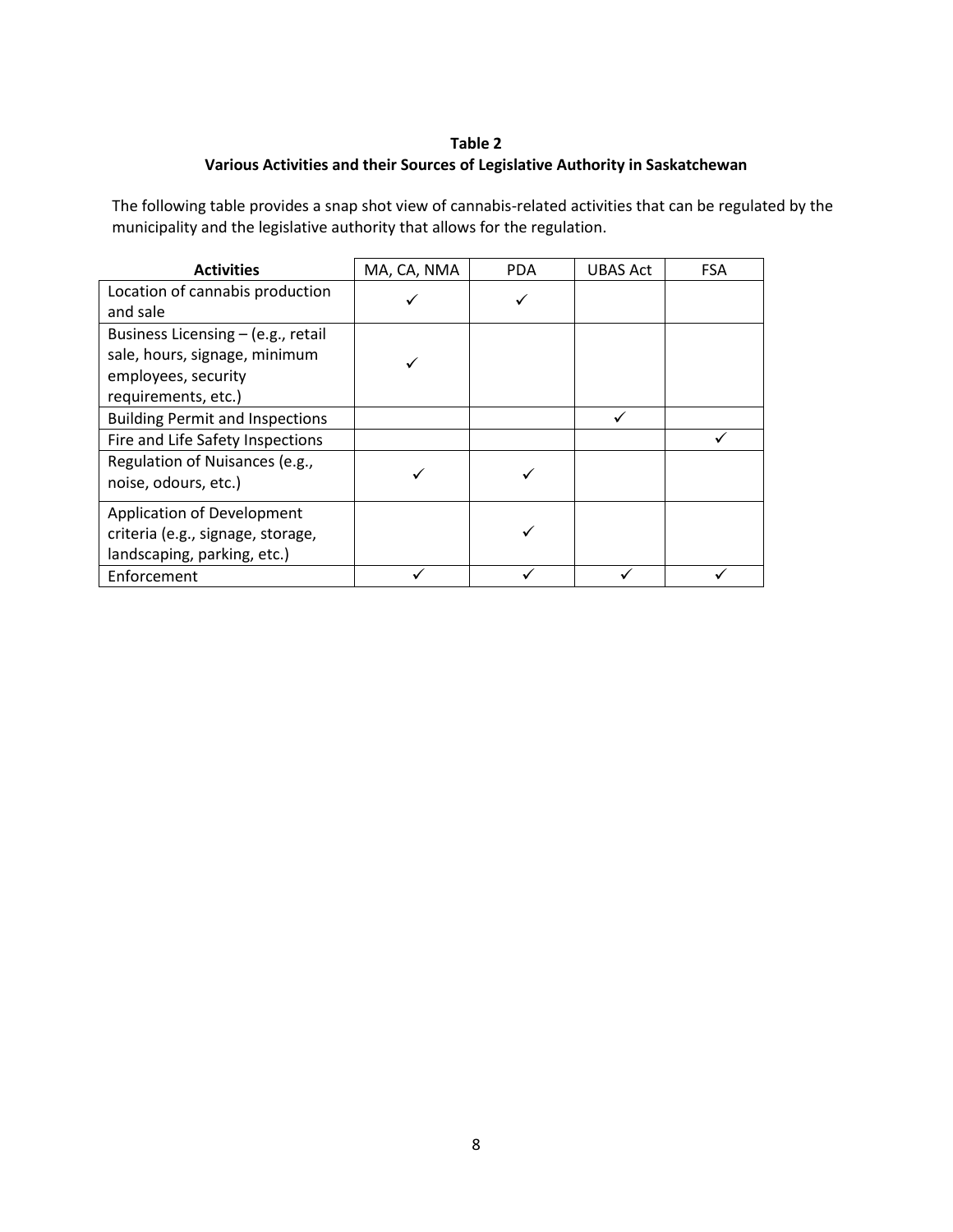**Table 2**
**Various Activities and their Sources of Legislative Authority in Saskatchewan**

The following table provides a snap shot view of cannabis-related activities that can be regulated by the municipality and the legislative authority that allows for the regulation.

| **Activities** | MA, CA, NMA | PDA | UBAS Act | FSA |
|---|---|---|---|---|
| Location of cannabis production and sale | ✓ | ✓ | | |
| Business Licensing – (e.g., retail sale, hours, signage, minimum employees, security requirements, etc.) | ✓ | | | |
| Building Permit and Inspections | | | ✓ | |
| Fire and Life Safety Inspections | | | | ✓ |
| Regulation of Nuisances (e.g., noise, odours, etc.) | ✓ | ✓ | | |
| Application of Development criteria (e.g., signage, storage, landscaping, parking, etc.) | | ✓ | | |
| Enforcement | ✓ | ✓ | ✓ | ✓ |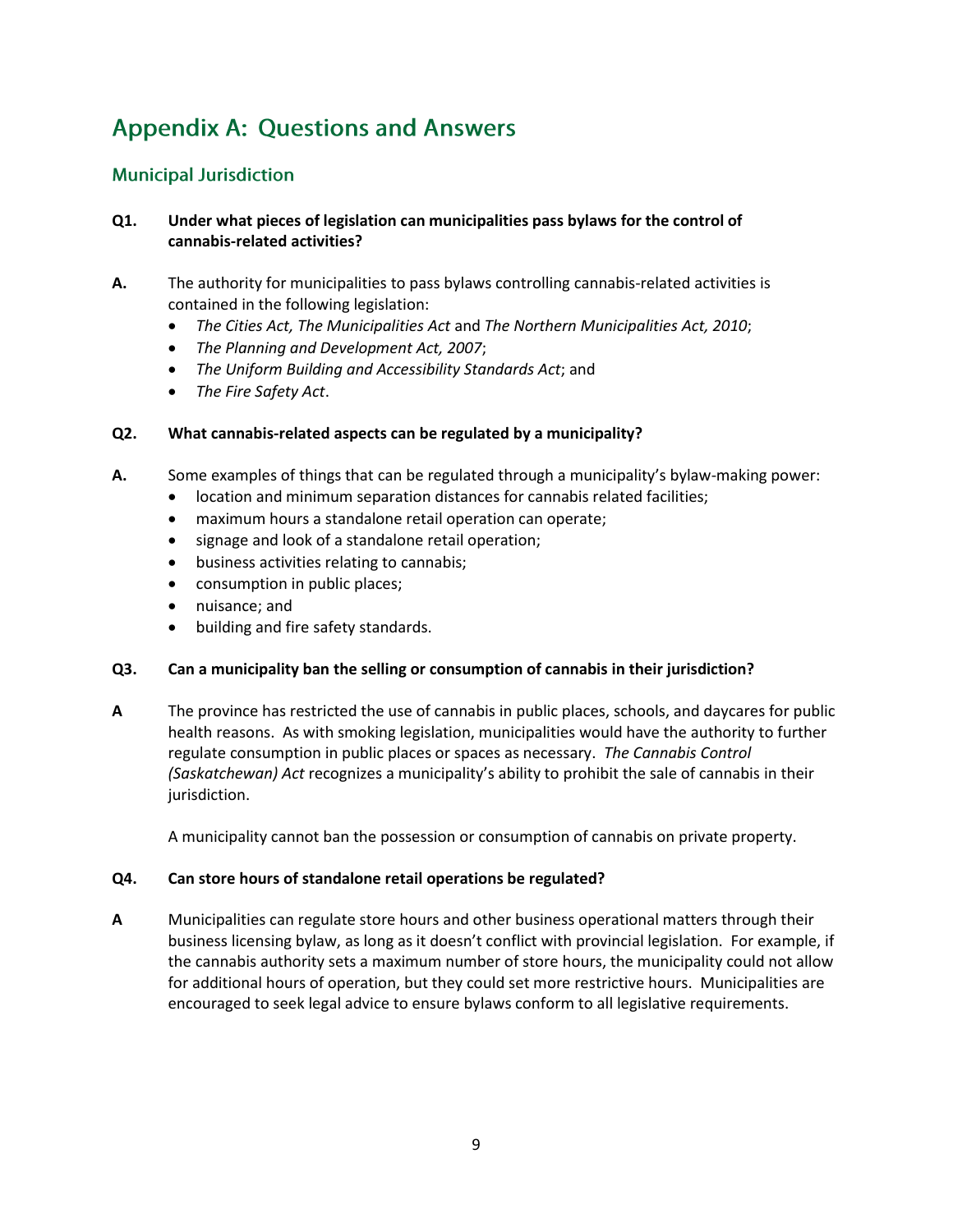# Appendix A: Questions and Answers

## Municipal Jurisdiction

**Q1. Under what pieces of legislation can municipalities pass bylaws for the control of cannabis-related activities?**

**A.** The authority for municipalities to pass bylaws controlling cannabis-related activities is contained in the following legislation:

- *The Cities Act, The Municipalities Act* and *The Northern Municipalities Act, 2010*;
- *The Planning and Development Act, 2007*;
- *The Uniform Building and Accessibility Standards Act*; and
- *The Fire Safety Act*.

**Q2. What cannabis-related aspects can be regulated by a municipality?**

**A.** Some examples of things that can be regulated through a municipality's bylaw-making power:

- location and minimum separation distances for cannabis related facilities;
- maximum hours a standalone retail operation can operate;
- signage and look of a standalone retail operation;
- business activities relating to cannabis;
- consumption in public places;
- nuisance; and
- building and fire safety standards.

**Q3. Can a municipality ban the selling or consumption of cannabis in their jurisdiction?**

**A** The province has restricted the use of cannabis in public places, schools, and daycares for public health reasons. As with smoking legislation, municipalities would have the authority to further regulate consumption in public places or spaces as necessary. *The Cannabis Control (Saskatchewan) Act* recognizes a municipality's ability to prohibit the sale of cannabis in their jurisdiction.

A municipality cannot ban the possession or consumption of cannabis on private property.

**Q4. Can store hours of standalone retail operations be regulated?**

**A** Municipalities can regulate store hours and other business operational matters through their business licensing bylaw, as long as it doesn't conflict with provincial legislation. For example, if the cannabis authority sets a maximum number of store hours, the municipality could not allow for additional hours of operation, but they could set more restrictive hours. Municipalities are encouraged to seek legal advice to ensure bylaws conform to all legislative requirements.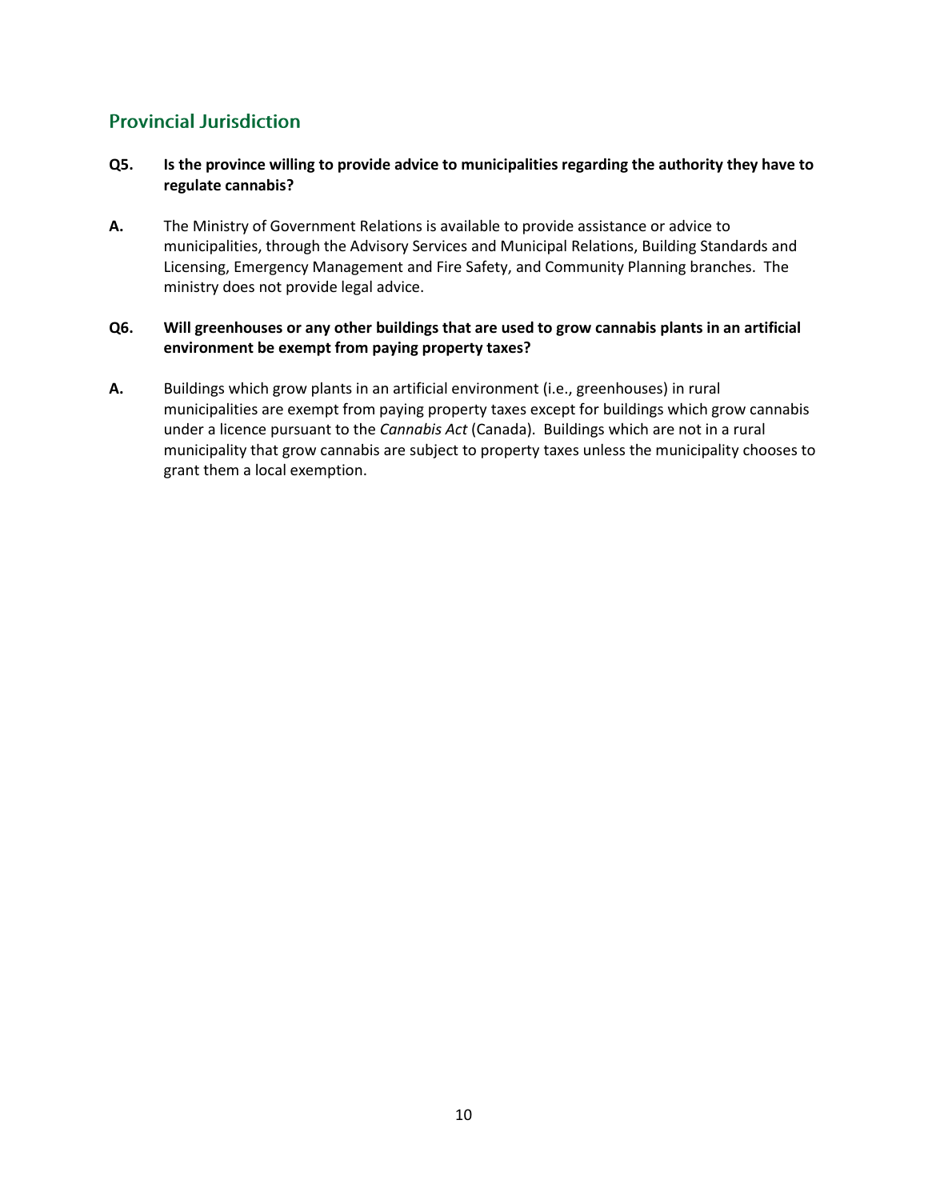## Provincial Jurisdiction

**Q5. Is the province willing to provide advice to municipalities regarding the authority they have to regulate cannabis?**

**A.** The Ministry of Government Relations is available to provide assistance or advice to municipalities, through the Advisory Services and Municipal Relations, Building Standards and Licensing, Emergency Management and Fire Safety, and Community Planning branches. The ministry does not provide legal advice.

**Q6. Will greenhouses or any other buildings that are used to grow cannabis plants in an artificial environment be exempt from paying property taxes?**

**A.** Buildings which grow plants in an artificial environment (i.e., greenhouses) in rural municipalities are exempt from paying property taxes except for buildings which grow cannabis under a licence pursuant to the *Cannabis Act* (Canada). Buildings which are not in a rural municipality that grow cannabis are subject to property taxes unless the municipality chooses to grant them a local exemption.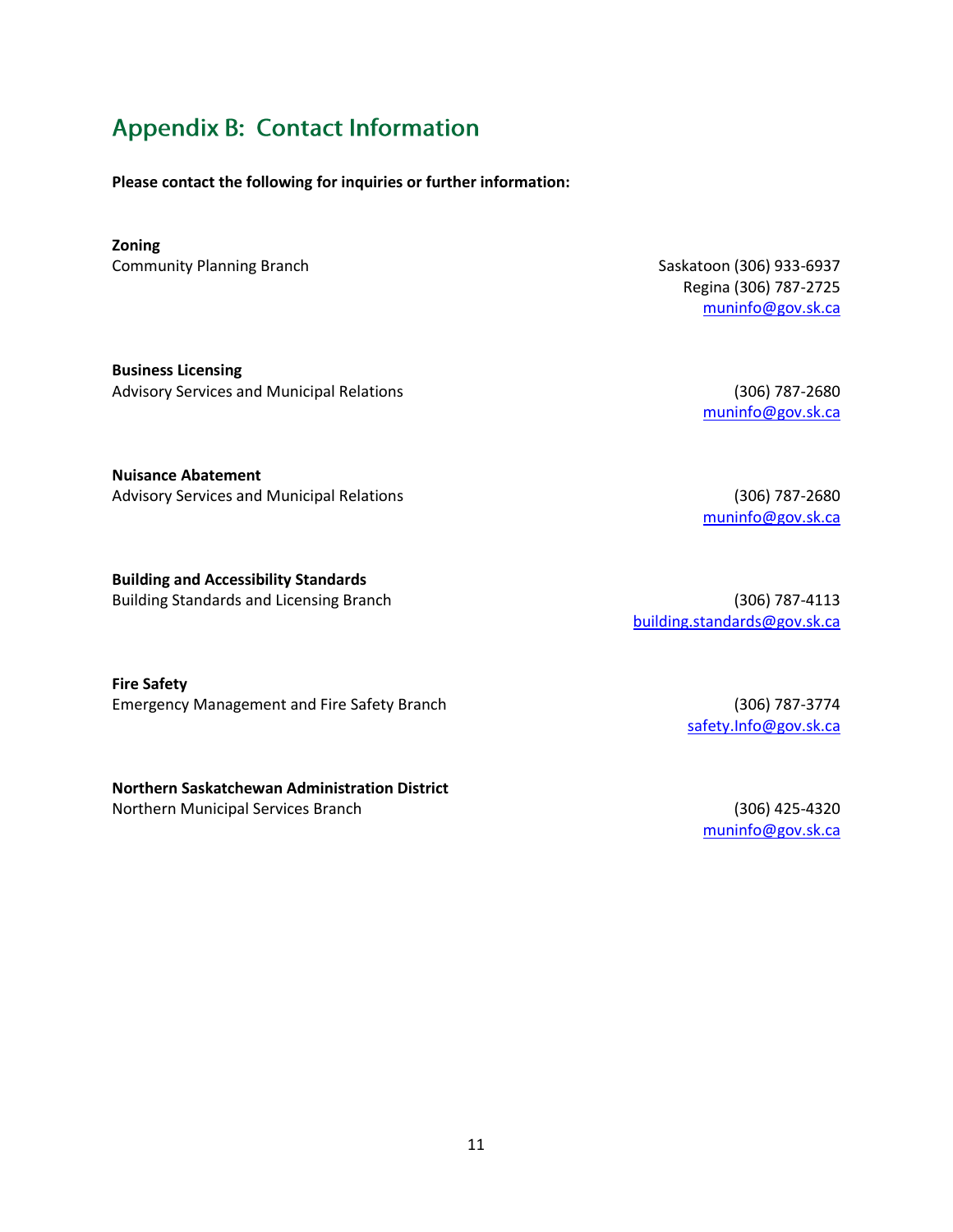# Appendix B: Contact Information

**Please contact the following for inquiries or further information:**

**Zoning**
Community Planning Branch
Saskatoon (306) 933-6937
Regina (306) 787-2725
muninfo@gov.sk.ca

**Business Licensing**
Advisory Services and Municipal Relations
(306) 787-2680
muninfo@gov.sk.ca

**Nuisance Abatement**
Advisory Services and Municipal Relations
(306) 787-2680
muninfo@gov.sk.ca

**Building and Accessibility Standards**
Building Standards and Licensing Branch
(306) 787-4113
building.standards@gov.sk.ca

**Fire Safety**
Emergency Management and Fire Safety Branch
(306) 787-3774
safety.Info@gov.sk.ca

**Northern Saskatchewan Administration District**
Northern Municipal Services Branch
(306) 425-4320
muninfo@gov.sk.ca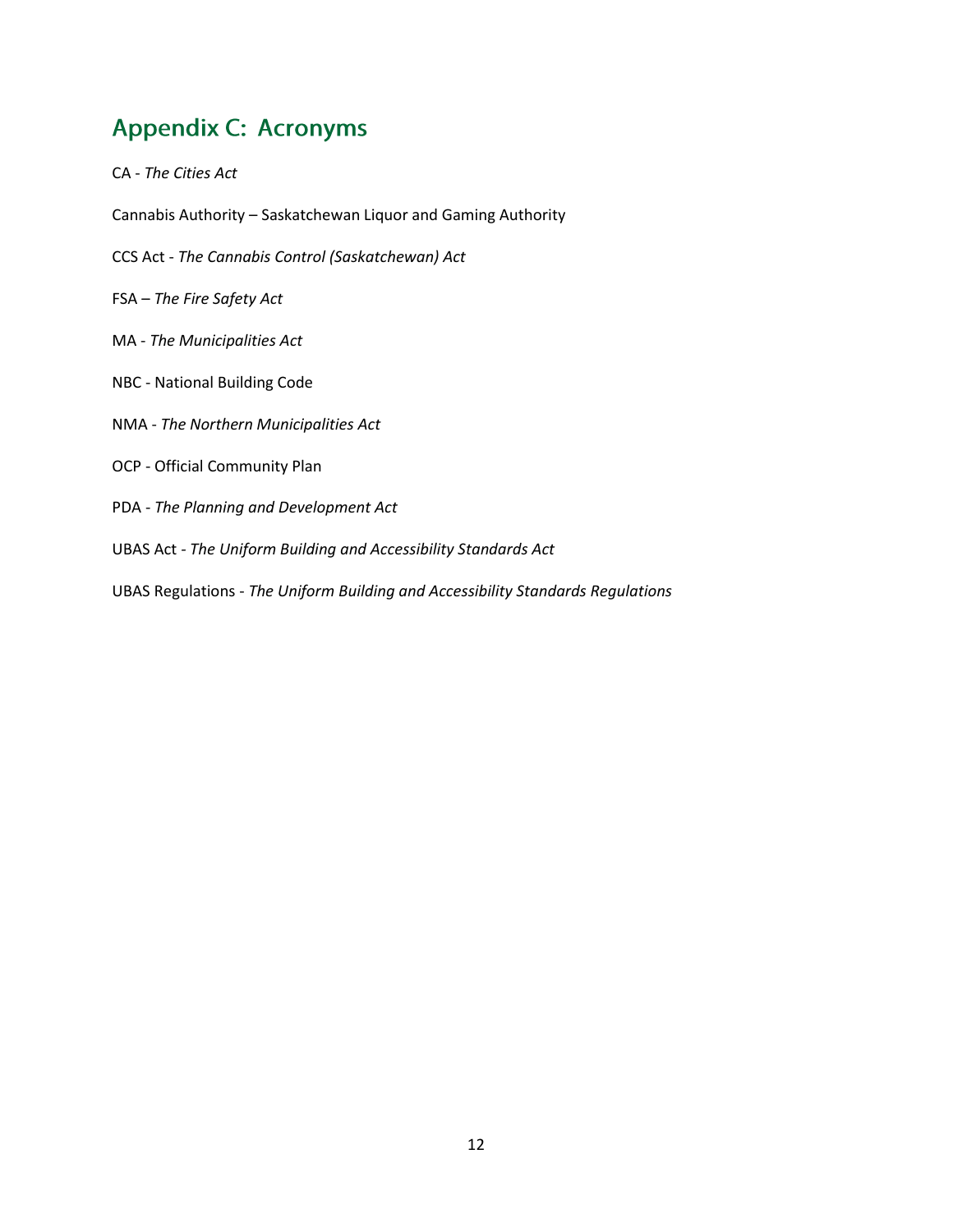## Appendix C: Acronyms

CA - *The Cities Act*

Cannabis Authority – Saskatchewan Liquor and Gaming Authority

CCS Act - *The Cannabis Control (Saskatchewan) Act*

FSA – *The Fire Safety Act*

MA - *The Municipalities Act*

NBC - National Building Code

NMA - *The Northern Municipalities Act*

OCP - Official Community Plan

PDA - *The Planning and Development Act*

UBAS Act - *The Uniform Building and Accessibility Standards Act*

UBAS Regulations - *The Uniform Building and Accessibility Standards Regulations*